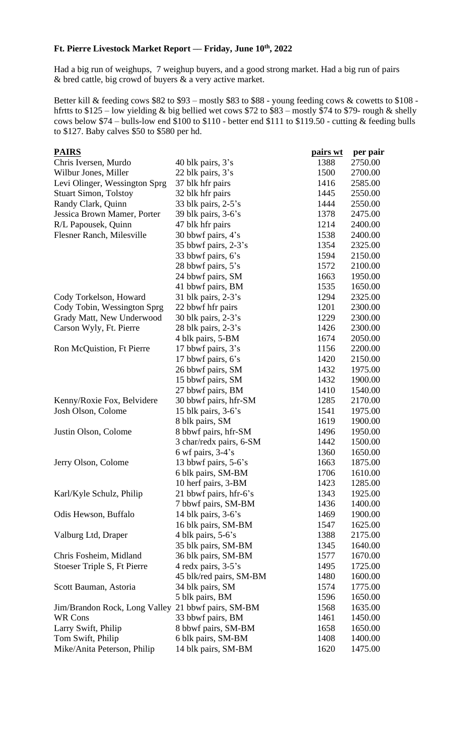**Ft. Pierre Livestock Market Report — Friday, June 10th, 2022**

Had a big run of weighups, 7 weighup buyers, and a good strong market. Had a big run of pairs & bred cattle, big crowd of buyers & a very active market.

Better kill & feeding cows $82 to $93 – mostly $83 to $88 - young feeding cows & cowetts to $108 - hfrtts to $125 – low yielding & big bellied wet cows $72 to $83 – mostly $74 to $79- rough & shelly cows below $74 – bulls-low end $100 to $110 - better end $111 to $119.50 - cutting & feeding bulls to $127. Baby calves $50 to $580 per hd.

| PAIRS | | pairs wt | per pair |
|---|---|---|---|
| Chris Iversen, Murdo | 40 blk pairs, 3's | 1388 | 2750.00 |
| Wilbur Jones, Miller | 22 blk pairs, 3's | 1500 | 2700.00 |
| Levi Olinger, Wessington Sprg | 37 blk hfr pairs | 1416 | 2585.00 |
| Stuart Simon, Tolstoy | 32 blk hfr pairs | 1445 | 2550.00 |
| Randy Clark, Quinn | 33 blk pairs, 2-5's | 1444 | 2550.00 |
| Jessica Brown Mamer, Porter | 39 blk pairs, 3-6's | 1378 | 2475.00 |
| R/L Papousek, Quinn | 47 blk hfr pairs | 1214 | 2400.00 |
| Flesner Ranch, Milesville | 30 bbwf pairs, 4's | 1538 | 2400.00 |
| | 35 bbwf pairs, 2-3's | 1354 | 2325.00 |
| | 33 bbwf pairs, 6's | 1594 | 2150.00 |
| | 28 bbwf pairs, 5's | 1572 | 2100.00 |
| | 24 bbwf pairs, SM | 1663 | 1950.00 |
| | 41 bbwf pairs, BM | 1535 | 1650.00 |
| Cody Torkelson, Howard | 31 blk pairs, 2-3's | 1294 | 2325.00 |
| Cody Tobin, Wessington Sprg | 22 bbwf hfr pairs | 1201 | 2300.00 |
| Grady Matt, New Underwood | 30 blk pairs, 2-3's | 1229 | 2300.00 |
| Carson Wyly, Ft. Pierre | 28 blk pairs, 2-3's | 1426 | 2300.00 |
| | 4 blk pairs, 5-BM | 1674 | 2050.00 |
| Ron McQuistion, Ft Pierre | 17 bbwf pairs, 3's | 1156 | 2200.00 |
| | 17 bbwf pairs, 6's | 1420 | 2150.00 |
| | 26 bbwf pairs, SM | 1432 | 1975.00 |
| | 15 bbwf pairs, SM | 1432 | 1900.00 |
| | 27 bbwf pairs, BM | 1410 | 1540.00 |
| Kenny/Roxie Fox, Belvidere | 30 bbwf pairs, hfr-SM | 1285 | 2170.00 |
| Josh Olson, Colome | 15 blk pairs, 3-6's | 1541 | 1975.00 |
| | 8 blk pairs, SM | 1619 | 1900.00 |
| Justin Olson, Colome | 8 bbwf pairs, hfr-SM | 1496 | 1950.00 |
| | 3 char/redx pairs, 6-SM | 1442 | 1500.00 |
| | 6 wf pairs, 3-4's | 1360 | 1650.00 |
| Jerry Olson, Colome | 13 bbwf pairs, 5-6's | 1663 | 1875.00 |
| | 6 blk pairs, SM-BM | 1706 | 1610.00 |
| | 10 herf pairs, 3-BM | 1423 | 1285.00 |
| Karl/Kyle Schulz, Philip | 21 bbwf pairs, hfr-6's | 1343 | 1925.00 |
| | 7 bbwf pairs, SM-BM | 1436 | 1400.00 |
| Odis Hewson, Buffalo | 14 blk pairs, 3-6's | 1469 | 1900.00 |
| | 16 blk pairs, SM-BM | 1547 | 1625.00 |
| Valburg Ltd, Draper | 4 blk pairs, 5-6's | 1388 | 2175.00 |
| | 35 blk pairs, SM-BM | 1345 | 1640.00 |
| Chris Fosheim, Midland | 36 blk pairs, SM-BM | 1577 | 1670.00 |
| Stoeser Triple S, Ft Pierre | 4 redx pairs, 3-5's | 1495 | 1725.00 |
| | 45 blk/red pairs, SM-BM | 1480 | 1600.00 |
| Scott Bauman, Astoria | 34 blk pairs, SM | 1574 | 1775.00 |
| | 5 blk pairs, BM | 1596 | 1650.00 |
| Jim/Brandon Rock, Long Valley | 21 bbwf pairs, SM-BM | 1568 | 1635.00 |
| WR Cons | 33 bbwf pairs, BM | 1461 | 1450.00 |
| Larry Swift, Philip | 8 bbwf pairs, SM-BM | 1658 | 1650.00 |
| Tom Swift, Philip | 6 blk pairs, SM-BM | 1408 | 1400.00 |
| Mike/Anita Peterson, Philip | 14 blk pairs, SM-BM | 1620 | 1475.00 |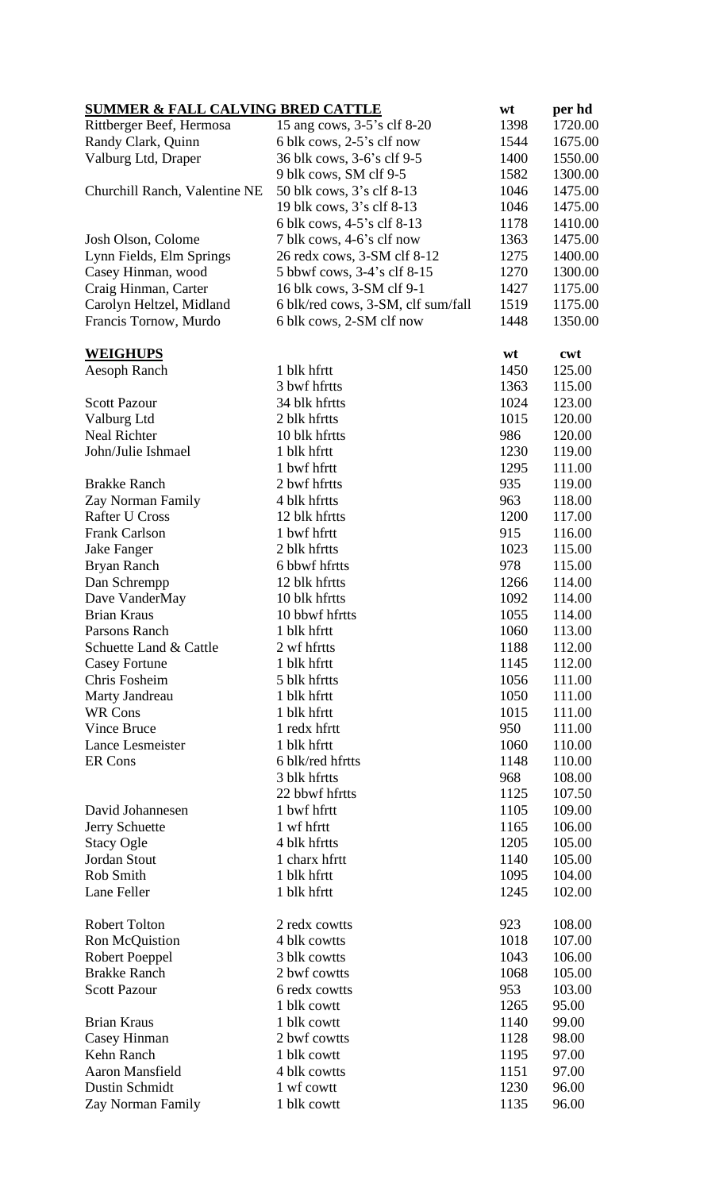| **SUMMER & FALL CALVING BRED CATTLE** | | wt | per hd |
|---|---|---|---|
| Rittberger Beef, Hermosa | 15 ang cows, 3-5's clf 8-20 | 1398 | 1720.00 |
| Randy Clark, Quinn | 6 blk cows, 2-5's clf now | 1544 | 1675.00 |
| Valburg Ltd, Draper | 36 blk cows, 3-6's clf 9-5 | 1400 | 1550.00 |
| | 9 blk cows, SM clf 9-5 | 1582 | 1300.00 |
| Churchill Ranch, Valentine NE | 50 blk cows, 3's clf 8-13 | 1046 | 1475.00 |
| | 19 blk cows, 3's clf 8-13 | 1046 | 1475.00 |
| | 6 blk cows, 4-5's clf 8-13 | 1178 | 1410.00 |
| Josh Olson, Colome | 7 blk cows, 4-6's clf now | 1363 | 1475.00 |
| Lynn Fields, Elm Springs | 26 redx cows, 3-SM clf 8-12 | 1275 | 1400.00 |
| Casey Hinman, wood | 5 bbwf cows, 3-4's clf 8-15 | 1270 | 1300.00 |
| Craig Hinman, Carter | 16 blk cows, 3-SM clf 9-1 | 1427 | 1175.00 |
| Carolyn Heltzel, Midland | 6 blk/red cows, 3-SM, clf sum/fall | 1519 | 1175.00 |
| Francis Tornow, Murdo | 6 blk cows, 2-SM clf now | 1448 | 1350.00 |

| **WEIGHUPS** | | wt | cwt |
|---|---|---|---|
| Aesoph Ranch | 1 blk hfrtt | 1450 | 125.00 |
| | 3 bwf hfrtts | 1363 | 115.00 |
| Scott Pazour | 34 blk hfrtts | 1024 | 123.00 |
| Valburg Ltd | 2 blk hfrtts | 1015 | 120.00 |
| Neal Richter | 10 blk hfrtts | 986 | 120.00 |
| John/Julie Ishmael | 1 blk hfrtt | 1230 | 119.00 |
| | 1 bwf hfrtt | 1295 | 111.00 |
| Brakke Ranch | 2 bwf hfrtts | 935 | 119.00 |
| Zay Norman Family | 4 blk hfrtts | 963 | 118.00 |
| Rafter U Cross | 12 blk hfrtts | 1200 | 117.00 |
| Frank Carlson | 1 bwf hfrtt | 915 | 116.00 |
| Jake Fanger | 2 blk hfrtts | 1023 | 115.00 |
| Bryan Ranch | 6 bbwf hfrtts | 978 | 115.00 |
| Dan Schrempp | 12 blk hfrtts | 1266 | 114.00 |
| Dave VanderMay | 10 blk hfrtts | 1092 | 114.00 |
| Brian Kraus | 10 bbwf hfrtts | 1055 | 114.00 |
| Parsons Ranch | 1 blk hfrtt | 1060 | 113.00 |
| Schuette Land & Cattle | 2 wf hfrtts | 1188 | 112.00 |
| Casey Fortune | 1 blk hfrtt | 1145 | 112.00 |
| Chris Fosheim | 5 blk hfrtts | 1056 | 111.00 |
| Marty Jandreau | 1 blk hfrtt | 1050 | 111.00 |
| WR Cons | 1 blk hfrtt | 1015 | 111.00 |
| Vince Bruce | 1 redx hfrtt | 950 | 111.00 |
| Lance Lesmeister | 1 blk hfrtt | 1060 | 110.00 |
| ER Cons | 6 blk/red hfrtts | 1148 | 110.00 |
| | 3 blk hfrtts | 968 | 108.00 |
| | 22 bbwf hfrtts | 1125 | 107.50 |
| David Johannesen | 1 bwf hfrtt | 1105 | 109.00 |
| Jerry Schuette | 1 wf hfrtt | 1165 | 106.00 |
| Stacy Ogle | 4 blk hfrtts | 1205 | 105.00 |
| Jordan Stout | 1 charx hfrtt | 1140 | 105.00 |
| Rob Smith | 1 blk hfrtt | 1095 | 104.00 |
| Lane Feller | 1 blk hfrtt | 1245 | 102.00 |
| | | | |
| Robert Tolton | 2 redx cowtts | 923 | 108.00 |
| Ron McQuistion | 4 blk cowtts | 1018 | 107.00 |
| Robert Poeppel | 3 blk cowtts | 1043 | 106.00 |
| Brakke Ranch | 2 bwf cowtts | 1068 | 105.00 |
| Scott Pazour | 6 redx cowtts | 953 | 103.00 |
| | 1 blk cowtt | 1265 | 95.00 |
| Brian Kraus | 1 blk cowtt | 1140 | 99.00 |
| Casey Hinman | 2 bwf cowtts | 1128 | 98.00 |
| Kehn Ranch | 1 blk cowtt | 1195 | 97.00 |
| Aaron Mansfield | 4 blk cowtts | 1151 | 97.00 |
| Dustin Schmidt | 1 wf cowtt | 1230 | 96.00 |
| Zay Norman Family | 1 blk cowtt | 1135 | 96.00 |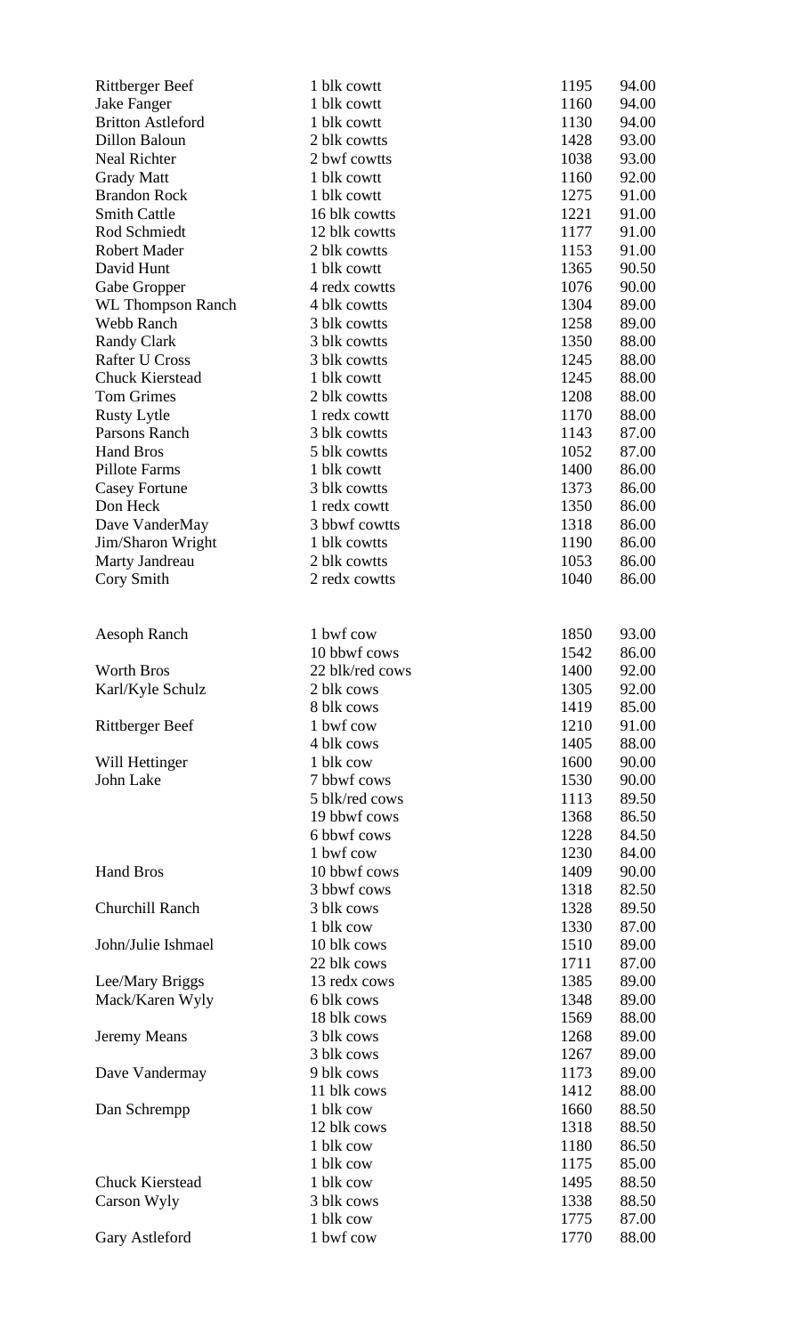| | | | |
|---|---|---|---|
| Rittberger Beef | 1 blk cowtt | 1195 | 94.00 |
| Jake Fanger | 1 blk cowtt | 1160 | 94.00 |
| Britton Astleford | 1 blk cowtt | 1130 | 94.00 |
| Dillon Baloun | 2 blk cowtts | 1428 | 93.00 |
| Neal Richter | 2 bwf cowtts | 1038 | 93.00 |
| Grady Matt | 1 blk cowtt | 1160 | 92.00 |
| Brandon Rock | 1 blk cowtt | 1275 | 91.00 |
| Smith Cattle | 16 blk cowtts | 1221 | 91.00 |
| Rod Schmiedt | 12 blk cowtts | 1177 | 91.00 |
| Robert Mader | 2 blk cowtts | 1153 | 91.00 |
| David Hunt | 1 blk cowtt | 1365 | 90.50 |
| Gabe Gropper | 4 redx cowtts | 1076 | 90.00 |
| WL Thompson Ranch | 4 blk cowtts | 1304 | 89.00 |
| Webb Ranch | 3 blk cowtts | 1258 | 89.00 |
| Randy Clark | 3 blk cowtts | 1350 | 88.00 |
| Rafter U Cross | 3 blk cowtts | 1245 | 88.00 |
| Chuck Kierstead | 1 blk cowtt | 1245 | 88.00 |
| Tom Grimes | 2 blk cowtts | 1208 | 88.00 |
| Rusty Lytle | 1 redx cowtt | 1170 | 88.00 |
| Parsons Ranch | 3 blk cowtts | 1143 | 87.00 |
| Hand Bros | 5 blk cowtts | 1052 | 87.00 |
| Pillote Farms | 1 blk cowtt | 1400 | 86.00 |
| Casey Fortune | 3 blk cowtts | 1373 | 86.00 |
| Don Heck | 1 redx cowtt | 1350 | 86.00 |
| Dave VanderMay | 3 bbwf cowtts | 1318 | 86.00 |
| Jim/Sharon Wright | 1 blk cowtts | 1190 | 86.00 |
| Marty Jandreau | 2 blk cowtts | 1053 | 86.00 |
| Cory Smith | 2 redx cowtts | 1040 | 86.00 |

| | | | |
|---|---|---|---|
| Aesoph Ranch | 1 bwf cow | 1850 | 93.00 |
| | 10 bbwf cows | 1542 | 86.00 |
| Worth Bros | 22 blk/red cows | 1400 | 92.00 |
| Karl/Kyle Schulz | 2 blk cows | 1305 | 92.00 |
| | 8 blk cows | 1419 | 85.00 |
| Rittberger Beef | 1 bwf cow | 1210 | 91.00 |
| | 4 blk cows | 1405 | 88.00 |
| Will Hettinger | 1 blk cow | 1600 | 90.00 |
| John Lake | 7 bbwf cows | 1530 | 90.00 |
| | 5 blk/red cows | 1113 | 89.50 |
| | 19 bbwf cows | 1368 | 86.50 |
| | 6 bbwf cows | 1228 | 84.50 |
| | 1 bwf cow | 1230 | 84.00 |
| Hand Bros | 10 bbwf cows | 1409 | 90.00 |
| | 3 bbwf cows | 1318 | 82.50 |
| Churchill Ranch | 3 blk cows | 1328 | 89.50 |
| | 1 blk cow | 1330 | 87.00 |
| John/Julie Ishmael | 10 blk cows | 1510 | 89.00 |
| | 22 blk cows | 1711 | 87.00 |
| Lee/Mary Briggs | 13 redx cows | 1385 | 89.00 |
| Mack/Karen Wyly | 6 blk cows | 1348 | 89.00 |
| | 18 blk cows | 1569 | 88.00 |
| Jeremy Means | 3 blk cows | 1268 | 89.00 |
| | 3 blk cows | 1267 | 89.00 |
| Dave Vandermay | 9 blk cows | 1173 | 89.00 |
| | 11 blk cows | 1412 | 88.00 |
| Dan Schrempp | 1 blk cow | 1660 | 88.50 |
| | 12 blk cows | 1318 | 88.50 |
| | 1 blk cow | 1180 | 86.50 |
| | 1 blk cow | 1175 | 85.00 |
| Chuck Kierstead | 1 blk cow | 1495 | 88.50 |
| Carson Wyly | 3 blk cows | 1338 | 88.50 |
| | 1 blk cow | 1775 | 87.00 |
| Gary Astleford | 1 bwf cow | 1770 | 88.00 |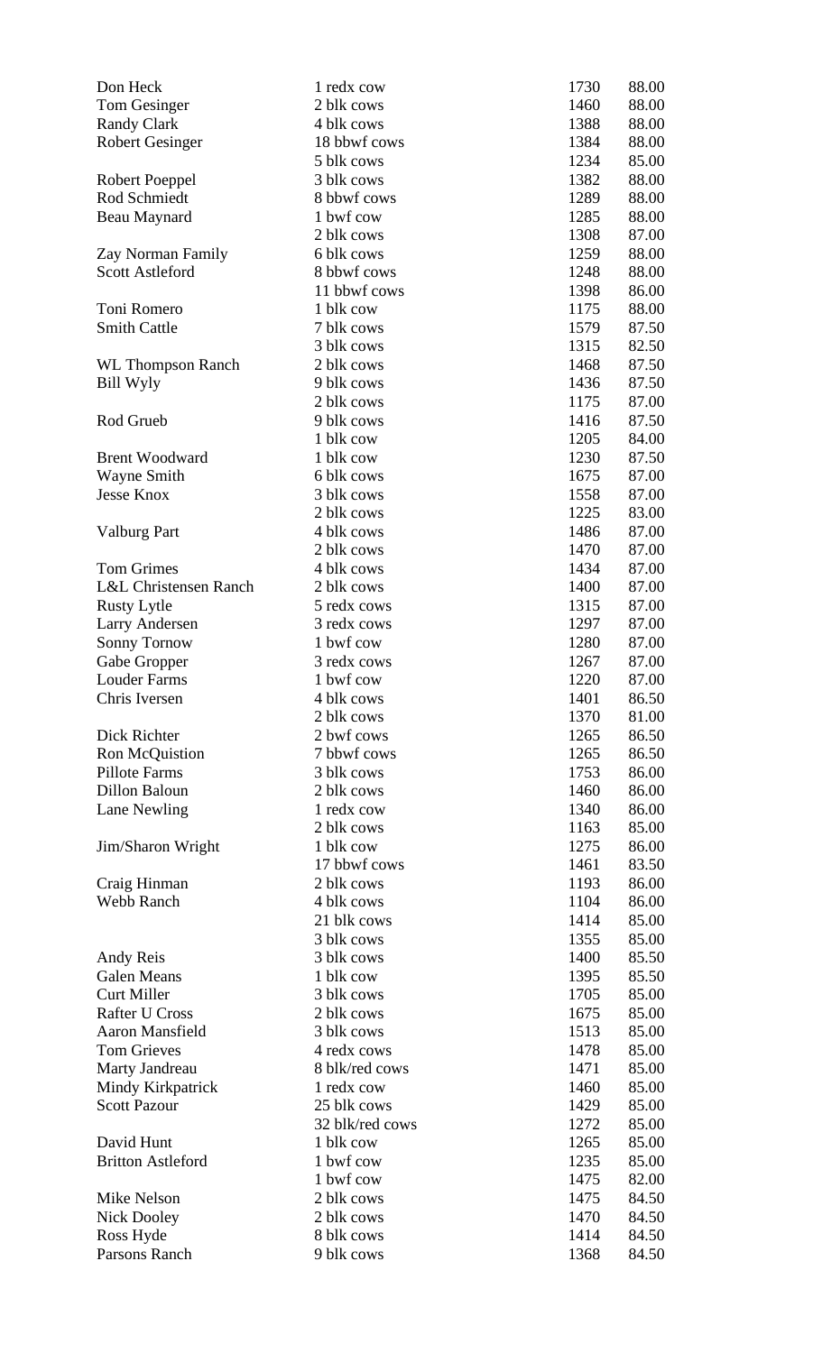| | | | |
|---|---|---|---|
| Don Heck | 1 redx cow | 1730 | 88.00 |
| Tom Gesinger | 2 blk cows | 1460 | 88.00 |
| Randy Clark | 4 blk cows | 1388 | 88.00 |
| Robert Gesinger | 18 bbwf cows | 1384 | 88.00 |
| | 5 blk cows | 1234 | 85.00 |
| Robert Poeppel | 3 blk cows | 1382 | 88.00 |
| Rod Schmiedt | 8 bbwf cows | 1289 | 88.00 |
| Beau Maynard | 1 bwf cow | 1285 | 88.00 |
| | 2 blk cows | 1308 | 87.00 |
| Zay Norman Family | 6 blk cows | 1259 | 88.00 |
| Scott Astleford | 8 bbwf cows | 1248 | 88.00 |
| | 11 bbwf cows | 1398 | 86.00 |
| Toni Romero | 1 blk cow | 1175 | 88.00 |
| Smith Cattle | 7 blk cows | 1579 | 87.50 |
| | 3 blk cows | 1315 | 82.50 |
| WL Thompson Ranch | 2 blk cows | 1468 | 87.50 |
| Bill Wyly | 9 blk cows | 1436 | 87.50 |
| | 2 blk cows | 1175 | 87.00 |
| Rod Grueb | 9 blk cows | 1416 | 87.50 |
| | 1 blk cow | 1205 | 84.00 |
| Brent Woodward | 1 blk cow | 1230 | 87.50 |
| Wayne Smith | 6 blk cows | 1675 | 87.00 |
| Jesse Knox | 3 blk cows | 1558 | 87.00 |
| | 2 blk cows | 1225 | 83.00 |
| Valburg Part | 4 blk cows | 1486 | 87.00 |
| | 2 blk cows | 1470 | 87.00 |
| Tom Grimes | 4 blk cows | 1434 | 87.00 |
| L&L Christensen Ranch | 2 blk cows | 1400 | 87.00 |
| Rusty Lytle | 5 redx cows | 1315 | 87.00 |
| Larry Andersen | 3 redx cows | 1297 | 87.00 |
| Sonny Tornow | 1 bwf cow | 1280 | 87.00 |
| Gabe Gropper | 3 redx cows | 1267 | 87.00 |
| Louder Farms | 1 bwf cow | 1220 | 87.00 |
| Chris Iversen | 4 blk cows | 1401 | 86.50 |
| | 2 blk cows | 1370 | 81.00 |
| Dick Richter | 2 bwf cows | 1265 | 86.50 |
| Ron McQuistion | 7 bbwf cows | 1265 | 86.50 |
| Pillote Farms | 3 blk cows | 1753 | 86.00 |
| Dillon Baloun | 2 blk cows | 1460 | 86.00 |
| Lane Newling | 1 redx cow | 1340 | 86.00 |
| | 2 blk cows | 1163 | 85.00 |
| Jim/Sharon Wright | 1 blk cow | 1275 | 86.00 |
| | 17 bbwf cows | 1461 | 83.50 |
| Craig Hinman | 2 blk cows | 1193 | 86.00 |
| Webb Ranch | 4 blk cows | 1104 | 86.00 |
| | 21 blk cows | 1414 | 85.00 |
| | 3 blk cows | 1355 | 85.00 |
| Andy Reis | 3 blk cows | 1400 | 85.50 |
| Galen Means | 1 blk cow | 1395 | 85.50 |
| Curt Miller | 3 blk cows | 1705 | 85.00 |
| Rafter U Cross | 2 blk cows | 1675 | 85.00 |
| Aaron Mansfield | 3 blk cows | 1513 | 85.00 |
| Tom Grieves | 4 redx cows | 1478 | 85.00 |
| Marty Jandreau | 8 blk/red cows | 1471 | 85.00 |
| Mindy Kirkpatrick | 1 redx cow | 1460 | 85.00 |
| Scott Pazour | 25 blk cows | 1429 | 85.00 |
| | 32 blk/red cows | 1272 | 85.00 |
| David Hunt | 1 blk cow | 1265 | 85.00 |
| Britton Astleford | 1 bwf cow | 1235 | 85.00 |
| | 1 bwf cow | 1475 | 82.00 |
| Mike Nelson | 2 blk cows | 1475 | 84.50 |
| Nick Dooley | 2 blk cows | 1470 | 84.50 |
| Ross Hyde | 8 blk cows | 1414 | 84.50 |
| Parsons Ranch | 9 blk cows | 1368 | 84.50 |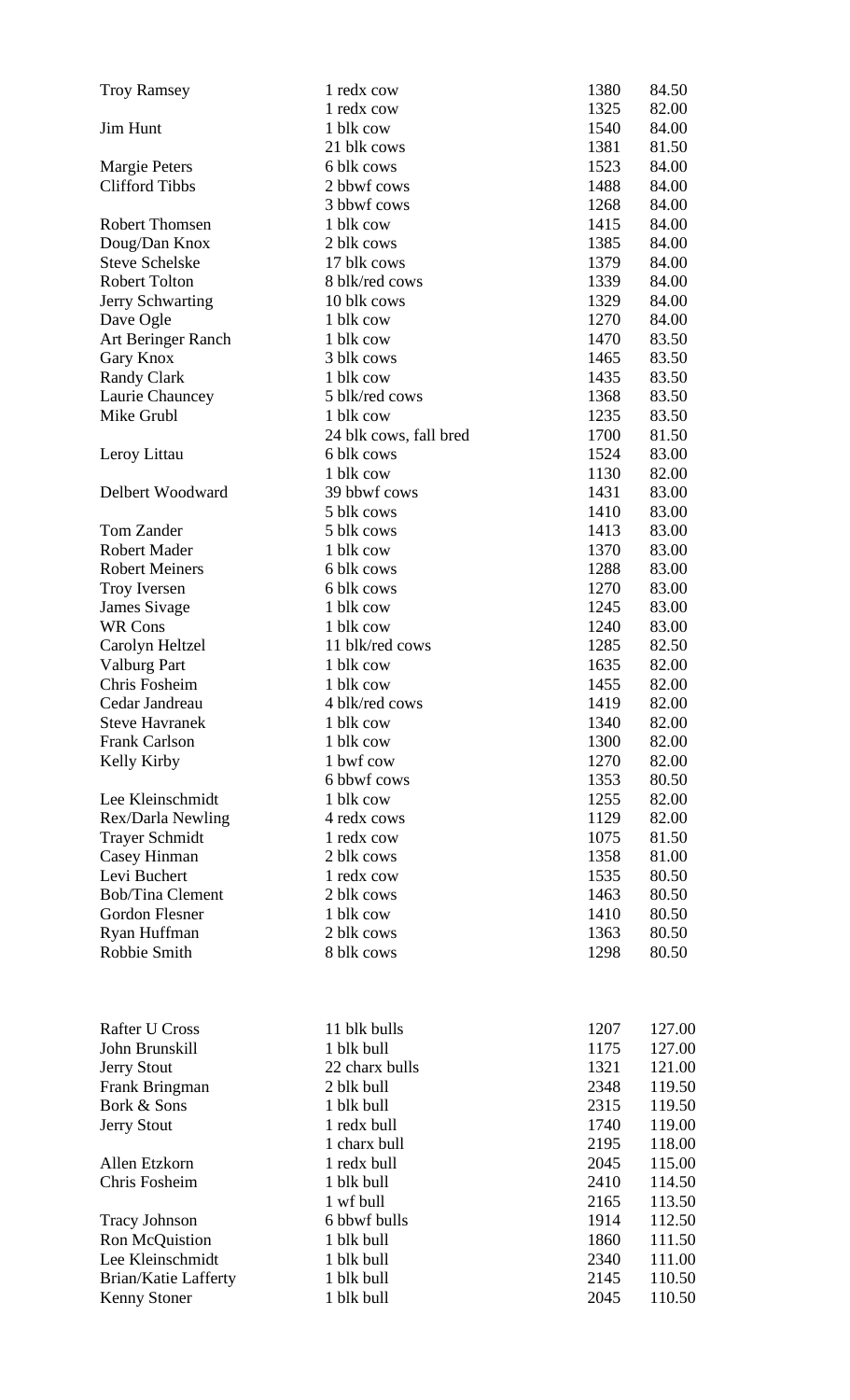| | | | |
|---|---|---|---|
| Troy Ramsey | 1 redx cow | 1380 | 84.50 |
| | 1 redx cow | 1325 | 82.00 |
| Jim Hunt | 1 blk cow | 1540 | 84.00 |
| | 21 blk cows | 1381 | 81.50 |
| Margie Peters | 6 blk cows | 1523 | 84.00 |
| Clifford Tibbs | 2 bbwf cows | 1488 | 84.00 |
| | 3 bbwf cows | 1268 | 84.00 |
| Robert Thomsen | 1 blk cow | 1415 | 84.00 |
| Doug/Dan Knox | 2 blk cows | 1385 | 84.00 |
| Steve Schelske | 17 blk cows | 1379 | 84.00 |
| Robert Tolton | 8 blk/red cows | 1339 | 84.00 |
| Jerry Schwarting | 10 blk cows | 1329 | 84.00 |
| Dave Ogle | 1 blk cow | 1270 | 84.00 |
| Art Beringer Ranch | 1 blk cow | 1470 | 83.50 |
| Gary Knox | 3 blk cows | 1465 | 83.50 |
| Randy Clark | 1 blk cow | 1435 | 83.50 |
| Laurie Chauncey | 5 blk/red cows | 1368 | 83.50 |
| Mike Grubl | 1 blk cow | 1235 | 83.50 |
| | 24 blk cows, fall bred | 1700 | 81.50 |
| Leroy Littau | 6 blk cows | 1524 | 83.00 |
| | 1 blk cow | 1130 | 82.00 |
| Delbert Woodward | 39 bbwf cows | 1431 | 83.00 |
| | 5 blk cows | 1410 | 83.00 |
| Tom Zander | 5 blk cows | 1413 | 83.00 |
| Robert Mader | 1 blk cow | 1370 | 83.00 |
| Robert Meiners | 6 blk cows | 1288 | 83.00 |
| Troy Iversen | 6 blk cows | 1270 | 83.00 |
| James Sivage | 1 blk cow | 1245 | 83.00 |
| WR Cons | 1 blk cow | 1240 | 83.00 |
| Carolyn Heltzel | 11 blk/red cows | 1285 | 82.50 |
| Valburg Part | 1 blk cow | 1635 | 82.00 |
| Chris Fosheim | 1 blk cow | 1455 | 82.00 |
| Cedar Jandreau | 4 blk/red cows | 1419 | 82.00 |
| Steve Havranek | 1 blk cow | 1340 | 82.00 |
| Frank Carlson | 1 blk cow | 1300 | 82.00 |
| Kelly Kirby | 1 bwf cow | 1270 | 82.00 |
| | 6 bbwf cows | 1353 | 80.50 |
| Lee Kleinschmidt | 1 blk cow | 1255 | 82.00 |
| Rex/Darla Newling | 4 redx cows | 1129 | 82.00 |
| Trayer Schmidt | 1 redx cow | 1075 | 81.50 |
| Casey Hinman | 2 blk cows | 1358 | 81.00 |
| Levi Buchert | 1 redx cow | 1535 | 80.50 |
| Bob/Tina Clement | 2 blk cows | 1463 | 80.50 |
| Gordon Flesner | 1 blk cow | 1410 | 80.50 |
| Ryan Huffman | 2 blk cows | 1363 | 80.50 |
| Robbie Smith | 8 blk cows | 1298 | 80.50 |

| | | | |
|---|---|---|---|
| Rafter U Cross | 11 blk bulls | 1207 | 127.00 |
| John Brunskill | 1 blk bull | 1175 | 127.00 |
| Jerry Stout | 22 charx bulls | 1321 | 121.00 |
| Frank Bringman | 2 blk bull | 2348 | 119.50 |
| Bork & Sons | 1 blk bull | 2315 | 119.50 |
| Jerry Stout | 1 redx bull | 1740 | 119.00 |
| | 1 charx bull | 2195 | 118.00 |
| Allen Etzkorn | 1 redx bull | 2045 | 115.00 |
| Chris Fosheim | 1 blk bull | 2410 | 114.50 |
| | 1 wf bull | 2165 | 113.50 |
| Tracy Johnson | 6 bbwf bulls | 1914 | 112.50 |
| Ron McQuistion | 1 blk bull | 1860 | 111.50 |
| Lee Kleinschmidt | 1 blk bull | 2340 | 111.00 |
| Brian/Katie Lafferty | 1 blk bull | 2145 | 110.50 |
| Kenny Stoner | 1 blk bull | 2045 | 110.50 |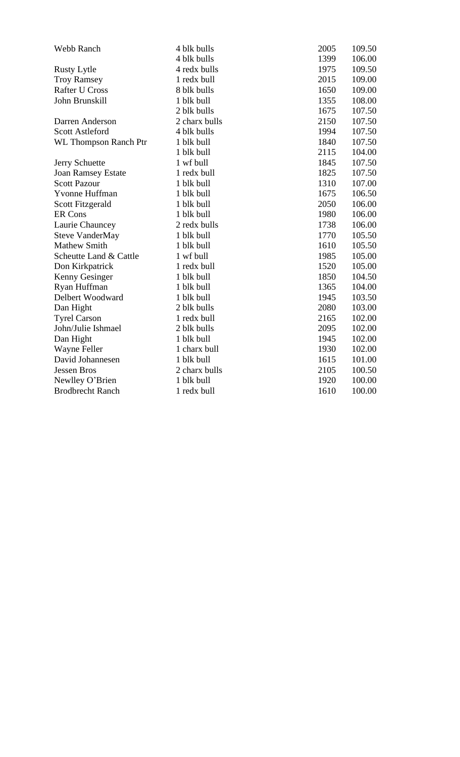| | | | |
|---|---|---|---|
| Webb Ranch | 4 blk bulls | 2005 | 109.50 |
| | 4 blk bulls | 1399 | 106.00 |
| Rusty Lytle | 4 redx bulls | 1975 | 109.50 |
| Troy Ramsey | 1 redx bull | 2015 | 109.00 |
| Rafter U Cross | 8 blk bulls | 1650 | 109.00 |
| John Brunskill | 1 blk bull | 1355 | 108.00 |
| | 2 blk bulls | 1675 | 107.50 |
| Darren Anderson | 2 charx bulls | 2150 | 107.50 |
| Scott Astleford | 4 blk bulls | 1994 | 107.50 |
| WL Thompson Ranch Ptr | 1 blk bull | 1840 | 107.50 |
| | 1 blk bull | 2115 | 104.00 |
| Jerry Schuette | 1 wf bull | 1845 | 107.50 |
| Joan Ramsey Estate | 1 redx bull | 1825 | 107.50 |
| Scott Pazour | 1 blk bull | 1310 | 107.00 |
| Yvonne Huffman | 1 blk bull | 1675 | 106.50 |
| Scott Fitzgerald | 1 blk bull | 2050 | 106.00 |
| ER Cons | 1 blk bull | 1980 | 106.00 |
| Laurie Chauncey | 2 redx bulls | 1738 | 106.00 |
| Steve VanderMay | 1 blk bull | 1770 | 105.50 |
| Mathew Smith | 1 blk bull | 1610 | 105.50 |
| Scheutte Land & Cattle | 1 wf bull | 1985 | 105.00 |
| Don Kirkpatrick | 1 redx bull | 1520 | 105.00 |
| Kenny Gesinger | 1 blk bull | 1850 | 104.50 |
| Ryan Huffman | 1 blk bull | 1365 | 104.00 |
| Delbert Woodward | 1 blk bull | 1945 | 103.50 |
| Dan Hight | 2 blk bulls | 2080 | 103.00 |
| Tyrel Carson | 1 redx bull | 2165 | 102.00 |
| John/Julie Ishmael | 2 blk bulls | 2095 | 102.00 |
| Dan Hight | 1 blk bull | 1945 | 102.00 |
| Wayne Feller | 1 charx bull | 1930 | 102.00 |
| David Johannesen | 1 blk bull | 1615 | 101.00 |
| Jessen Bros | 2 charx bulls | 2105 | 100.50 |
| Newlley O'Brien | 1 blk bull | 1920 | 100.00 |
| Brodbrecht Ranch | 1 redx bull | 1610 | 100.00 |